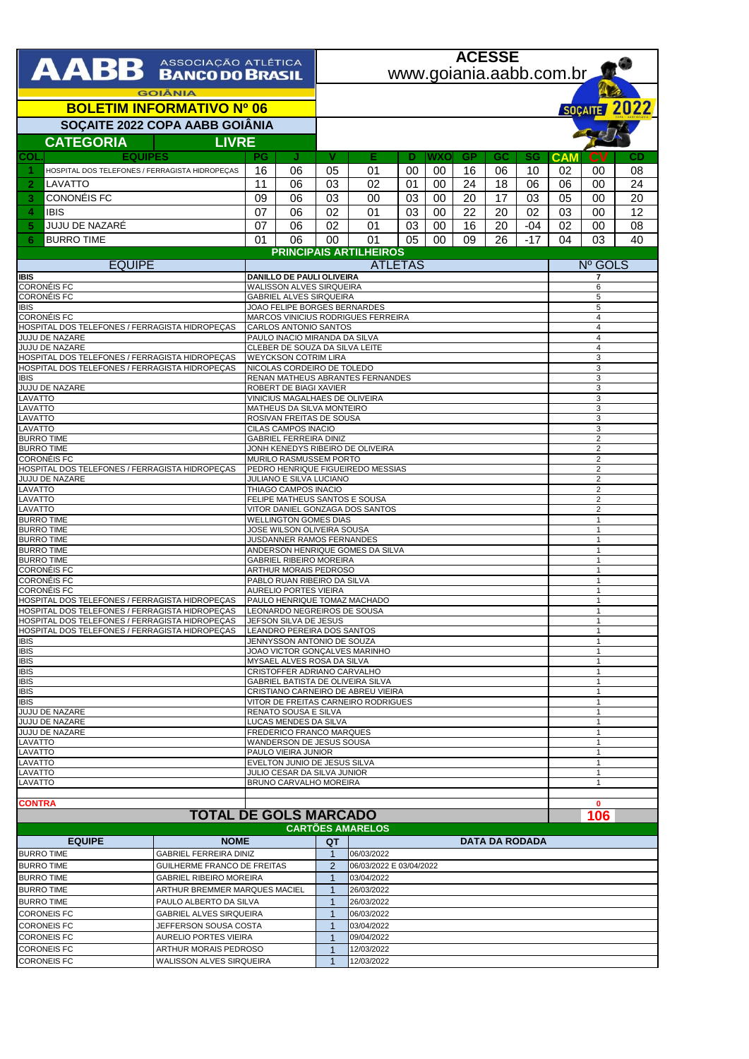# AABB ASSOCIAÇÃO ATLÉTICA BANCO DO BRASIL GOIÂNIA

**ACESSE www.goiania.aabb.com.br**

## BOLETIM INFORMATIVO Nº 06

### SOÇAITE 2022 COPA AABB GOIÂNIA

**CATEGORIA: LIVRE**

| COL. | EQUIPES | PG | J | V | E | D | WXO | GP | GC | SG | CAM | CV | CD |
|---|---|---|---|---|---|---|---|---|---|---|---|---|---|
| 1 | HOSPITAL DOS TELEFONES / FERRAGISTA HIDROPEÇAS | 16 | 06 | 05 | 01 | 00 | 00 | 16 | 06 | 10 | 02 | 00 | 08 |
| 2 | LAVATTO | 11 | 06 | 03 | 02 | 01 | 00 | 24 | 18 | 06 | 06 | 00 | 24 |
| 3 | CONONÉIS FC | 09 | 06 | 03 | 00 | 03 | 00 | 20 | 17 | 03 | 05 | 00 | 20 |
| 4 | IBIS | 07 | 06 | 02 | 01 | 03 | 00 | 22 | 20 | 02 | 03 | 00 | 12 |
| 5 | JUJU DE NAZARÉ | 07 | 06 | 02 | 01 | 03 | 00 | 16 | 20 | -04 | 02 | 00 | 08 |
| 6 | BURRO TIME | 01 | 06 | 00 | 01 | 05 | 00 | 09 | 26 | -17 | 04 | 03 | 40 |

## PRINCIPAIS ARTILHEIROS

| EQUIPE | ATLETAS | Nº GOLS |
|---|---|---|
| IBIS | DANILLO DE PAULI OLIVEIRA | 7 |
| CORONÉIS FC | WALISSON ALVES SIRQUEIRA | 6 |
| CORONÉIS FC | GABRIEL ALVES SIRQUEIRA | 5 |
| IBIS | JOAO FELIPE BORGES BERNARDES | 5 |
| CORONÉIS FC | MARCOS VINICIUS RODRIGUES FERREIRA | 4 |
| HOSPITAL DOS TELEFONES / FERRAGISTA HIDROPEÇAS | CARLOS ANTONIO SANTOS | 4 |
| JUJU DE NAZARE | PAULO INACIO MIRANDA DA SILVA | 4 |
| JUJU DE NAZARE | CLEBER DE SOUZA DA SILVA LEITE | 4 |
| HOSPITAL DOS TELEFONES / FERRAGISTA HIDROPEÇAS | WEYCKSON COTRIM LIRA | 3 |
| HOSPITAL DOS TELEFONES / FERRAGISTA HIDROPEÇAS | NICOLAS CORDEIRO DE TOLEDO | 3 |
| IBIS | RENAN MATHEUS ABRANTES FERNANDES | 3 |
| JUJU DE NAZARE | ROBERT DE BIAGI XAVIER | 3 |
| LAVATTO | VINICIUS MAGALHAES DE OLIVEIRA | 3 |
| LAVATTO | MATHEUS DA SILVA MONTEIRO | 3 |
| LAVATTO | ROSIVAN FREITAS DE SOUSA | 3 |
| LAVATTO | CILAS CAMPOS INACIO | 3 |
| BURRO TIME | GABRIEL FERREIRA DINIZ | 2 |
| BURRO TIME | JONH KENEDYS RIBEIRO DE OLIVEIRA | 2 |
| CORONÉIS FC | MURILO RASMUSSEM PORTO | 2 |
| HOSPITAL DOS TELEFONES / FERRAGISTA HIDROPEÇAS | PEDRO HENRIQUE FIGUEIREDO MESSIAS | 2 |
| JUJU DE NAZARE | JULIANO E SILVA LUCIANO | 2 |
| LAVATTO | THIAGO CAMPOS INACIO | 2 |
| LAVATTO | FELIPE MATHEUS SANTOS E SOUSA | 2 |
| LAVATTO | VITOR DANIEL GONZAGA DOS SANTOS | 2 |
| BURRO TIME | WELLINGTON GOMES DIAS | 1 |
| BURRO TIME | JOSE WILSON OLIVEIRA SOUSA | 1 |
| BURRO TIME | JUSDANNER RAMOS FERNANDES | 1 |
| BURRO TIME | ANDERSON HENRIQUE GOMES DA SILVA | 1 |
| BURRO TIME | GABRIEL RIBEIRO MOREIRA | 1 |
| CORONÉIS FC | ARTHUR MORAIS PEDROSO | 1 |
| CORONÉIS FC | PABLO RUAN RIBEIRO DA SILVA | 1 |
| CORONÉIS FC | AURELIO PORTES VIEIRA | 1 |
| HOSPITAL DOS TELEFONES / FERRAGISTA HIDROPEÇAS | PAULO HENRIQUE TOMAZ MACHADO | 1 |
| HOSPITAL DOS TELEFONES / FERRAGISTA HIDROPEÇAS | LEONARDO NEGREIROS DE SOUSA | 1 |
| HOSPITAL DOS TELEFONES / FERRAGISTA HIDROPEÇAS | JEFSON SILVA DE JESUS | 1 |
| HOSPITAL DOS TELEFONES / FERRAGISTA HIDROPEÇAS | LEANDRO PEREIRA DOS SANTOS | 1 |
| IBIS | JENNYSSON ANTONIO DE SOUZA | 1 |
| IBIS | JOAO VICTOR GONÇALVES MARINHO | 1 |
| IBIS | MYSAEL ALVES ROSA DA SILVA | 1 |
| IBIS | CRISTOFFER ADRIANO CARVALHO | 1 |
| IBIS | GABRIEL BATISTA DE OLIVEIRA SILVA | 1 |
| IBIS | CRISTIANO CARNEIRO DE ABREU VIEIRA | 1 |
| IBIS | VITOR DE FREITAS CARNEIRO RODRIGUES | 1 |
| JUJU DE NAZARE | RENATO SOUSA E SILVA | 1 |
| JUJU DE NAZARE | LUCAS MENDES DA SILVA | 1 |
| JUJU DE NAZARE | FREDERICO FRANCO MARQUES | 1 |
| LAVATTO | WANDERSON DE JESUS SOUSA | 1 |
| LAVATTO | PAULO VIEIRA JUNIOR | 1 |
| LAVATTO | EVELTON JUNIO DE JESUS SILVA | 1 |
| LAVATTO | JULIO CESAR DA SILVA JUNIOR | 1 |
| LAVATTO | BRUNO CARVALHO MOREIRA | 1 |
| | | |
| CONTRA | | 0 |
| **TOTAL DE GOLS MARCADO** | | **106** |

## CARTÕES AMARELOS

| EQUIPE | NOME | QT | DATA DA RODADA |
|---|---|---|---|
| BURRO TIME | GABRIEL FERREIRA DINIZ | 1 | 06/03/2022 |
| BURRO TIME | GUILHERME FRANCO DE FREITAS | 2 | 06/03/2022 E 03/04/2022 |
| BURRO TIME | GABRIEL RIBEIRO MOREIRA | 1 | 03/04/2022 |
| BURRO TIME | ARTHUR BREMMER MARQUES MACIEL | 1 | 26/03/2022 |
| BURRO TIME | PAULO ALBERTO DA SILVA | 1 | 26/03/2022 |
| CORONEIS FC | GABRIEL ALVES SIRQUEIRA | 1 | 06/03/2022 |
| CORONEIS FC | JEFFERSON SOUSA COSTA | 1 | 03/04/2022 |
| CORONEIS FC | AURELIO PORTES VIEIRA | 1 | 09/04/2022 |
| CORONEIS FC | ARTHUR MORAIS PEDROSO | 1 | 12/03/2022 |
| CORONEIS FC | WALISSON ALVES SIRQUEIRA | 1 | 12/03/2022 |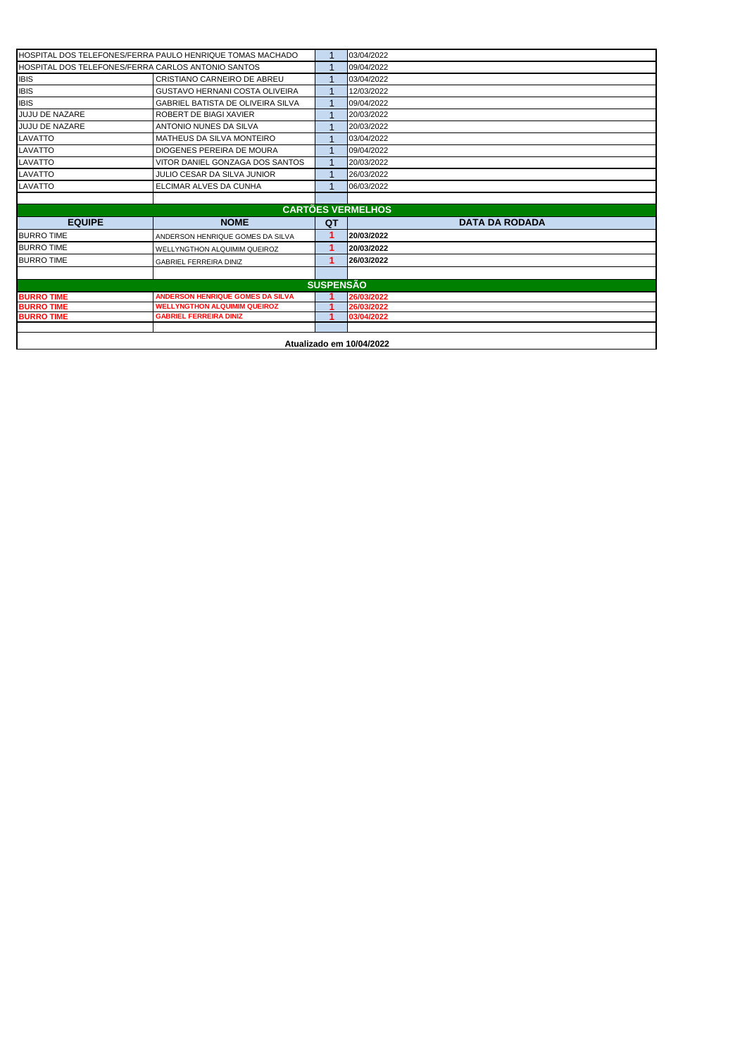| | | | |
|---|---|---|---|
| HOSPITAL DOS TELEFONES/FERRA | PAULO HENRIQUE TOMAS MACHADO | 1 | 03/04/2022 |
| HOSPITAL DOS TELEFONES/FERRA | CARLOS ANTONIO SANTOS | 1 | 09/04/2022 |
| IBIS | CRISTIANO CARNEIRO DE ABREU | 1 | 03/04/2022 |
| IBIS | GUSTAVO HERNANI COSTA OLIVEIRA | 1 | 12/03/2022 |
| IBIS | GABRIEL BATISTA DE OLIVEIRA SILVA | 1 | 09/04/2022 |
| JUJU DE NAZARE | ROBERT DE BIAGI XAVIER | 1 | 20/03/2022 |
| JUJU DE NAZARE | ANTONIO NUNES DA SILVA | 1 | 20/03/2022 |
| LAVATTO | MATHEUS DA SILVA MONTEIRO | 1 | 03/04/2022 |
| LAVATTO | DIOGENES PEREIRA DE MOURA | 1 | 09/04/2022 |
| LAVATTO | VITOR DANIEL GONZAGA DOS SANTOS | 1 | 20/03/2022 |
| LAVATTO | JULIO CESAR DA SILVA JUNIOR | 1 | 26/03/2022 |
| LAVATTO | ELCIMAR ALVES DA CUNHA | 1 | 06/03/2022 |

## CARTÕES VERMELHOS

| EQUIPE | NOME | QT | DATA DA RODADA |
|---|---|---|---|
| BURRO TIME | ANDERSON HENRIQUE GOMES DA SILVA | 1 | **20/03/2022** |
| BURRO TIME | WELLYNGTHON ALQUIMIM QUEIROZ | 1 | **20/03/2022** |
| BURRO TIME | GABRIEL FERREIRA DINIZ | 1 | **26/03/2022** |

## SUSPENSÃO

| | | | |
|---|---|---|---|
| **BURRO TIME** | **ANDERSON HENRIQUE GOMES DA SILVA** | **1** | **26/03/2022** |
| **BURRO TIME** | **WELLYNGTHON ALQUIMIM QUEIROZ** | **1** | **26/03/2022** |
| **BURRO TIME** | **GABRIEL FERREIRA DINIZ** | **1** | **03/04/2022** |

**Atualizado em 10/04/2022**